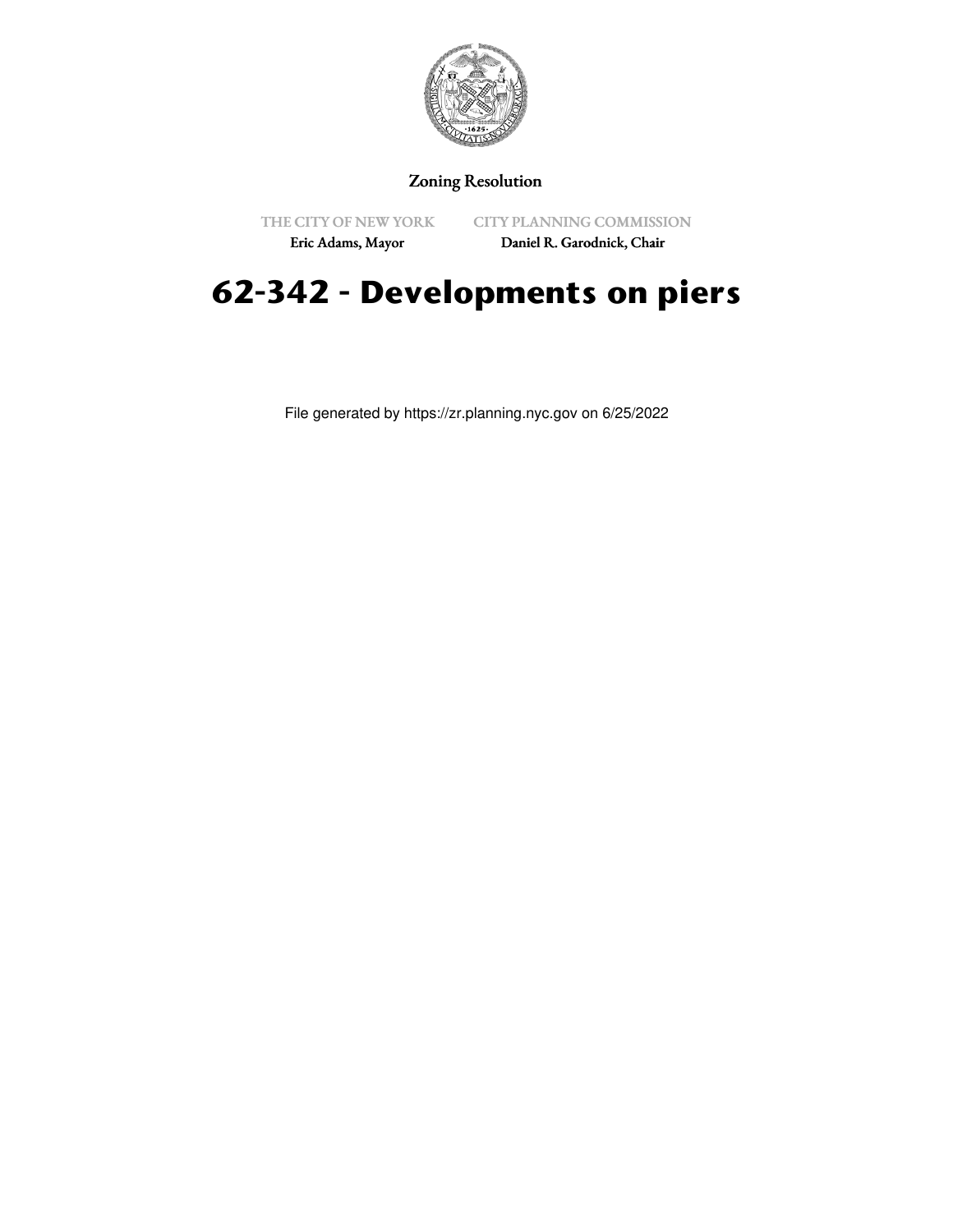Zoning Resolution

THE CITY OF NEW YORK
Eric Adams, Mayor

CITY PLANNING COMMISSION
Daniel R. Garodnick, Chair

# 62-342 - Developments on piers

File generated by https://zr.planning.nyc.gov on 6/25/2022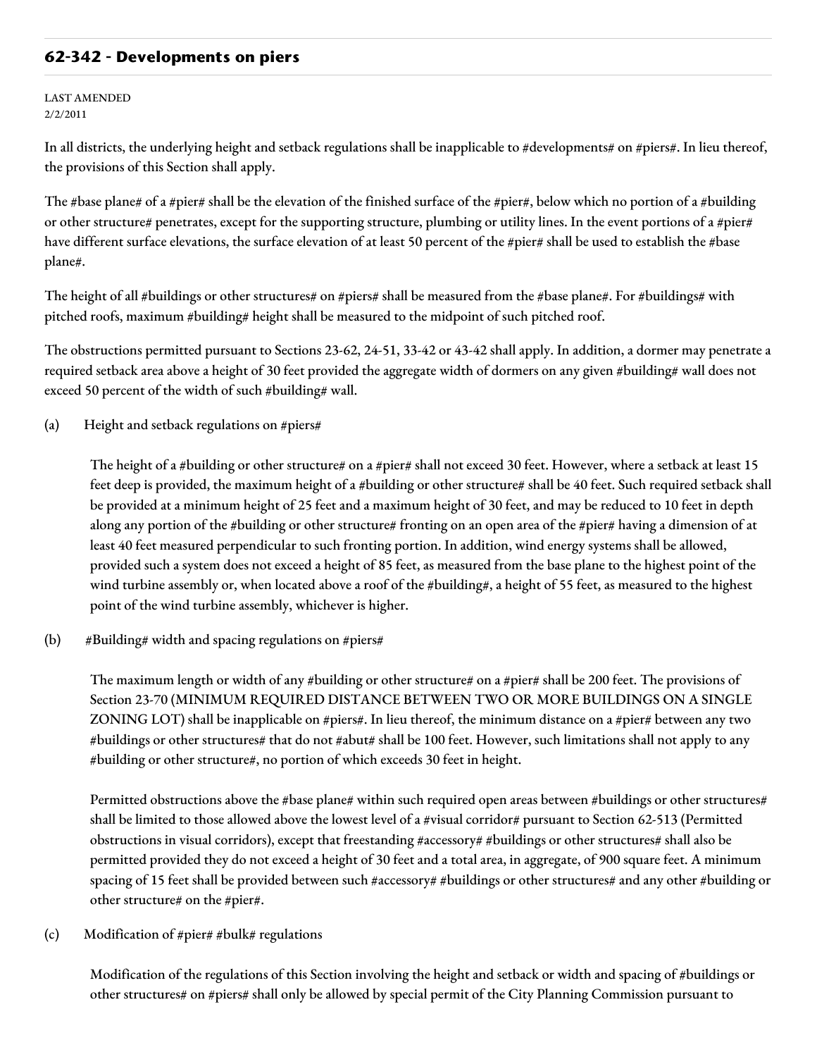## 62-342 - Developments on piers

LAST AMENDED
2/2/2011

In all districts, the underlying height and setback regulations shall be inapplicable to #developments# on #piers#. In lieu thereof, the provisions of this Section shall apply.

The #base plane# of a #pier# shall be the elevation of the finished surface of the #pier#, below which no portion of a #building or other structure# penetrates, except for the supporting structure, plumbing or utility lines. In the event portions of a #pier# have different surface elevations, the surface elevation of at least 50 percent of the #pier# shall be used to establish the #base plane#.

The height of all #buildings or other structures# on #piers# shall be measured from the #base plane#. For #buildings# with pitched roofs, maximum #building# height shall be measured to the midpoint of such pitched roof.

The obstructions permitted pursuant to Sections 23-62, 24-51, 33-42 or 43-42 shall apply. In addition, a dormer may penetrate a required setback area above a height of 30 feet provided the aggregate width of dormers on any given #building# wall does not exceed 50 percent of the width of such #building# wall.

(a) Height and setback regulations on #piers#

The height of a #building or other structure# on a #pier# shall not exceed 30 feet. However, where a setback at least 15 feet deep is provided, the maximum height of a #building or other structure# shall be 40 feet. Such required setback shall be provided at a minimum height of 25 feet and a maximum height of 30 feet, and may be reduced to 10 feet in depth along any portion of the #building or other structure# fronting on an open area of the #pier# having a dimension of at least 40 feet measured perpendicular to such fronting portion. In addition, wind energy systems shall be allowed, provided such a system does not exceed a height of 85 feet, as measured from the base plane to the highest point of the wind turbine assembly or, when located above a roof of the #building#, a height of 55 feet, as measured to the highest point of the wind turbine assembly, whichever is higher.

(b) #Building# width and spacing regulations on #piers#

The maximum length or width of any #building or other structure# on a #pier# shall be 200 feet. The provisions of Section 23-70 (MINIMUM REQUIRED DISTANCE BETWEEN TWO OR MORE BUILDINGS ON A SINGLE ZONING LOT) shall be inapplicable on #piers#. In lieu thereof, the minimum distance on a #pier# between any two #buildings or other structures# that do not #abut# shall be 100 feet. However, such limitations shall not apply to any #building or other structure#, no portion of which exceeds 30 feet in height.

Permitted obstructions above the #base plane# within such required open areas between #buildings or other structures# shall be limited to those allowed above the lowest level of a #visual corridor# pursuant to Section 62-513 (Permitted obstructions in visual corridors), except that freestanding #accessory# #buildings or other structures# shall also be permitted provided they do not exceed a height of 30 feet and a total area, in aggregate, of 900 square feet. A minimum spacing of 15 feet shall be provided between such #accessory# #buildings or other structures# and any other #building or other structure# on the #pier#.

(c) Modification of #pier# #bulk# regulations

Modification of the regulations of this Section involving the height and setback or width and spacing of #buildings or other structures# on #piers# shall only be allowed by special permit of the City Planning Commission pursuant to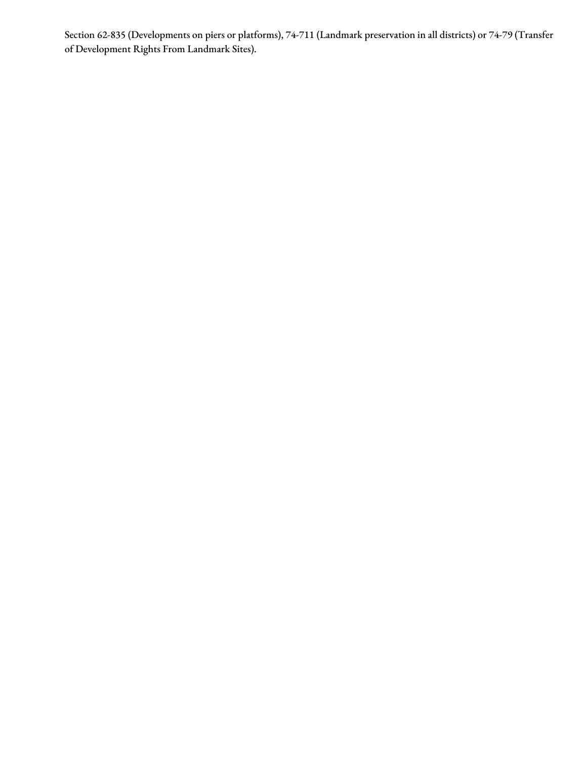Section 62-835 (Developments on piers or platforms), 74-711 (Landmark preservation in all districts) or 74-79 (Transfer of Development Rights From Landmark Sites).